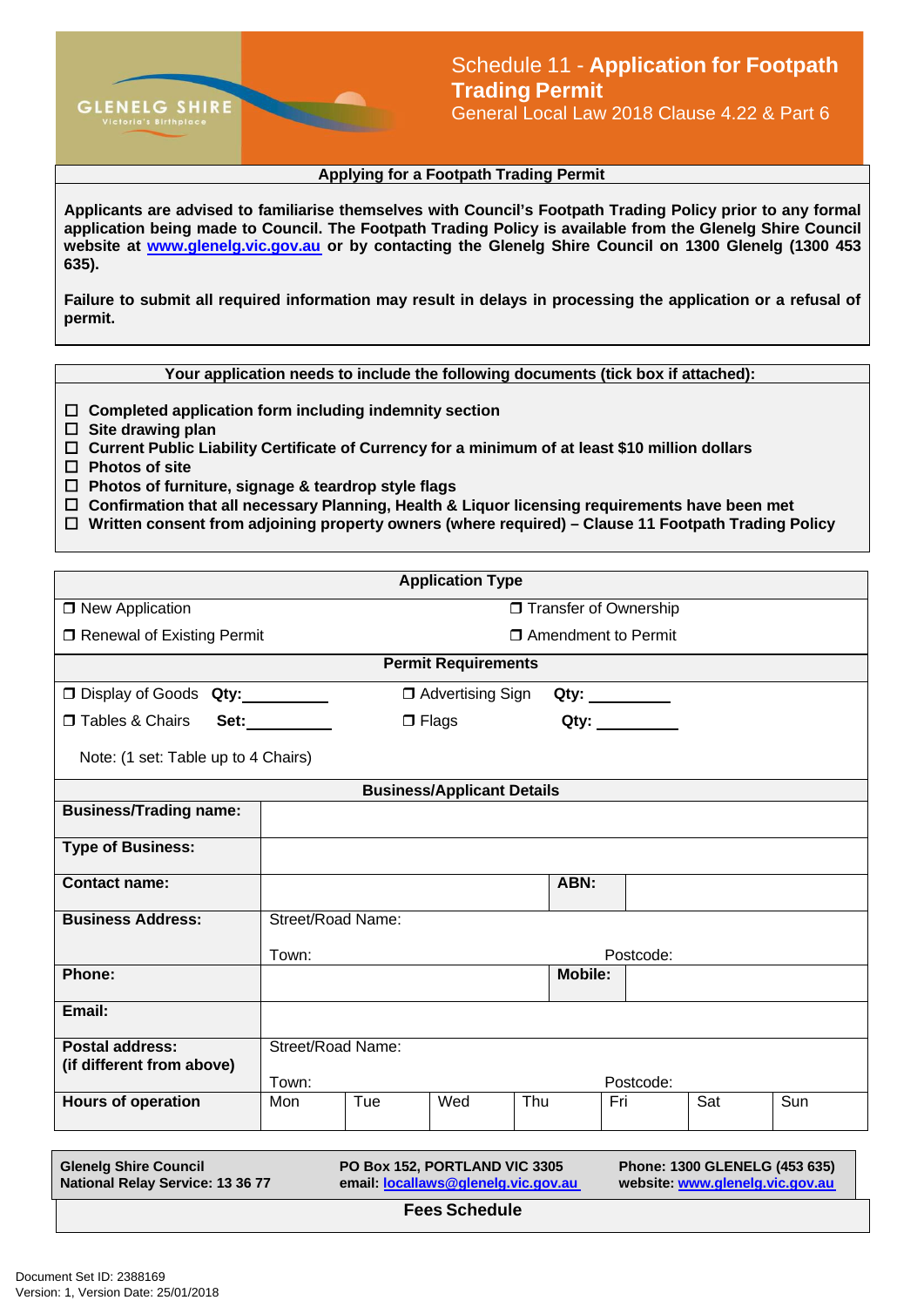GLENEGG SHIRE
Victoria's Birthplace

# Schedule 11 - Application for Footpath Trading Permit

General Local Law 2018 Clause 4.22 & Part 6

## Applying for a Footpath Trading Permit

**Applicants are advised to familiarise themselves with Council's Footpath Trading Policy prior to any formal application being made to Council. The Footpath Trading Policy is available from the Glenelg Shire Council website at [www.glenelg.vic.gov.au](http://www.glenelg.vic.gov.au) or by contacting the Glenelg Shire Council on 1300 Glenelg (1300 453 635).**

**Failure to submit all required information may result in delays in processing the application or a refusal of permit.**

## Your application needs to include the following documents (tick box if attached):

- ☐ **Completed application form including indemnity section**
- ☐ **Site drawing plan**
- ☐ **Current Public Liability Certificate of Currency for a minimum of at least $10 million dollars**
- ☐ **Photos of site**
- ☐ **Photos of furniture, signage & teardrop style flags**
- ☐ **Confirmation that all necessary Planning, Health & Liquor licensing requirements have been met**
- ☐ **Written consent from adjoining property owners (where required) – Clause 11 Footpath Trading Policy**

## Application Type

| | |
|---|---|
| ☐ New Application | ☐ Transfer of Ownership |
| ☐ Renewal of Existing Permit | ☐ Amendment to Permit |

## Permit Requirements

| | |
|---|---|
| ☐ Display of Goods **Qty:** ________ | ☐ Advertising Sign **Qty:** ________ |
| ☐ Tables & Chairs **Set:** ________ | ☐ Flags **Qty:** ________ |

Note: (1 set: Table up to 4 Chairs)

## Business/Applicant Details

| | | | | | | | |
|---|---|---|---|---|---|---|---|
| **Business/Trading name:** | | | | | | | |
| **Type of Business:** | | | | | | | |
| **Contact name:** | | | | **ABN:** | | | |
| **Business Address:** | Street/Road Name: Town: | | | Postcode: | | | |
| **Phone:** | | | | **Mobile:** | | | |
| **Email:** | | | | | | | |
| **Postal address: (if different from above)** | Street/Road Name: Town: | | | Postcode: | | | |
| **Hours of operation** | Mon | Tue | Wed | Thu | Fri | Sat | Sun |

**Glenelg Shire Council**
**National Relay Service: 13 36 77**

**PO Box 152, PORTLAND VIC 3305**
**email: [locallaws@glenelg.vic.gov.au](mailto:locallaws@glenelg.vic.gov.au)**

**Phone: 1300 GLENELG (453 635)**
**website: [www.glenelg.vic.gov.au](http://www.glenelg.vic.gov.au)**

## Fees Schedule

Document Set ID: 2388169
Version: 1, Version Date: 25/01/2018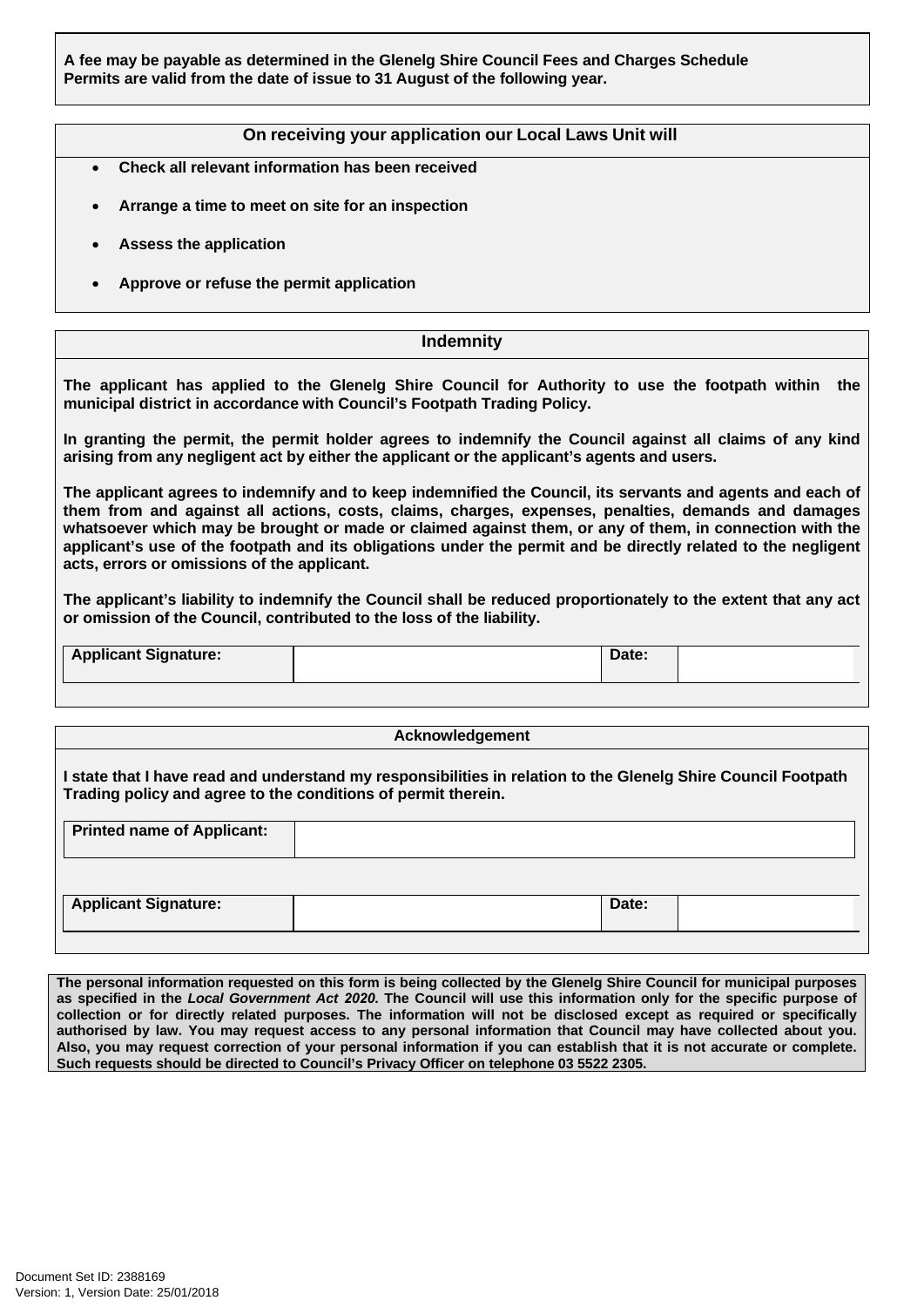**A fee may be payable as determined in the Glenelg Shire Council Fees and Charges Schedule**
**Permits are valid from the date of issue to 31 August of the following year.**

## On receiving your application our Local Laws Unit will

- **Check all relevant information has been received**
- **Arrange a time to meet on site for an inspection**
- **Assess the application**
- **Approve or refuse the permit application**

## Indemnity

**The applicant has applied to the Glenelg Shire Council for Authority to use the footpath within the municipal district in accordance with Council's Footpath Trading Policy.**

**In granting the permit, the permit holder agrees to indemnify the Council against all claims of any kind arising from any negligent act by either the applicant or the applicant's agents and users.**

**The applicant agrees to indemnify and to keep indemnified the Council, its servants and agents and each of them from and against all actions, costs, claims, charges, expenses, penalties, demands and damages whatsoever which may be brought or made or claimed against them, or any of them, in connection with the applicant's use of the footpath and its obligations under the permit and be directly related to the negligent acts, errors or omissions of the applicant.**

**The applicant's liability to indemnify the Council shall be reduced proportionately to the extent that any act or omission of the Council, contributed to the loss of the liability.**

| Applicant Signature: | | Date: | |
|---|---|---|---|

## Acknowledgement

**I state that I have read and understand my responsibilities in relation to the Glenelg Shire Council Footpath Trading policy and agree to the conditions of permit therein.**

| Printed name of Applicant: | |
|---|---|

| Applicant Signature: | | Date: | |
|---|---|---|---|

**The personal information requested on this form is being collected by the Glenelg Shire Council for municipal purposes as specified in the *Local Government Act 2020*. The Council will use this information only for the specific purpose of collection or for directly related purposes. The information will not be disclosed except as required or specifically authorised by law. You may request access to any personal information that Council may have collected about you. Also, you may request correction of your personal information if you can establish that it is not accurate or complete. Such requests should be directed to Council's Privacy Officer on telephone 03 5522 2305.**

Document Set ID: 2388169
Version: 1, Version Date: 25/01/2018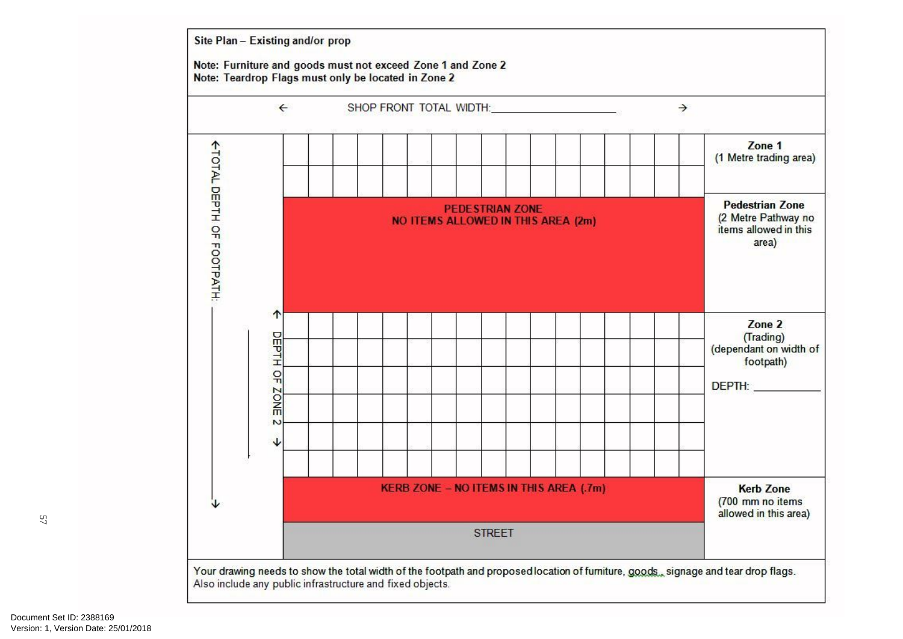Site Plan – Existing and/or prop

**Note: Furniture and goods must not exceed Zone 1 and Zone 2**
**Note: Teardrop Flags must only be located in Zone 2**

← SHOP FRONT TOTAL WIDTH:___________________ →

←TOTAL DEPTH OF FOOTPATH: ___________→

**Zone 1**
(1 Metre trading area)

PEDESTRIAN ZONE
NO ITEMS ALLOWED IN THIS AREA (2m)

**Pedestrian Zone**
(2 Metre Pathway no items allowed in this area)

← DEPTH OF ZONE 2 →

**Zone 2**
(Trading)
(dependant on width of footpath)

DEPTH: ___________

KERB ZONE – NO ITEMS IN THIS AREA (.7m)

**Kerb Zone**
(700 mm no items allowed in this area)

STREET

Your drawing needs to show the total width of the footpath and proposed location of furniture, goods, signage and tear drop flags. Also include any public infrastructure and fixed objects.

Document Set ID: 2388169
Version: 1, Version Date: 25/01/2018